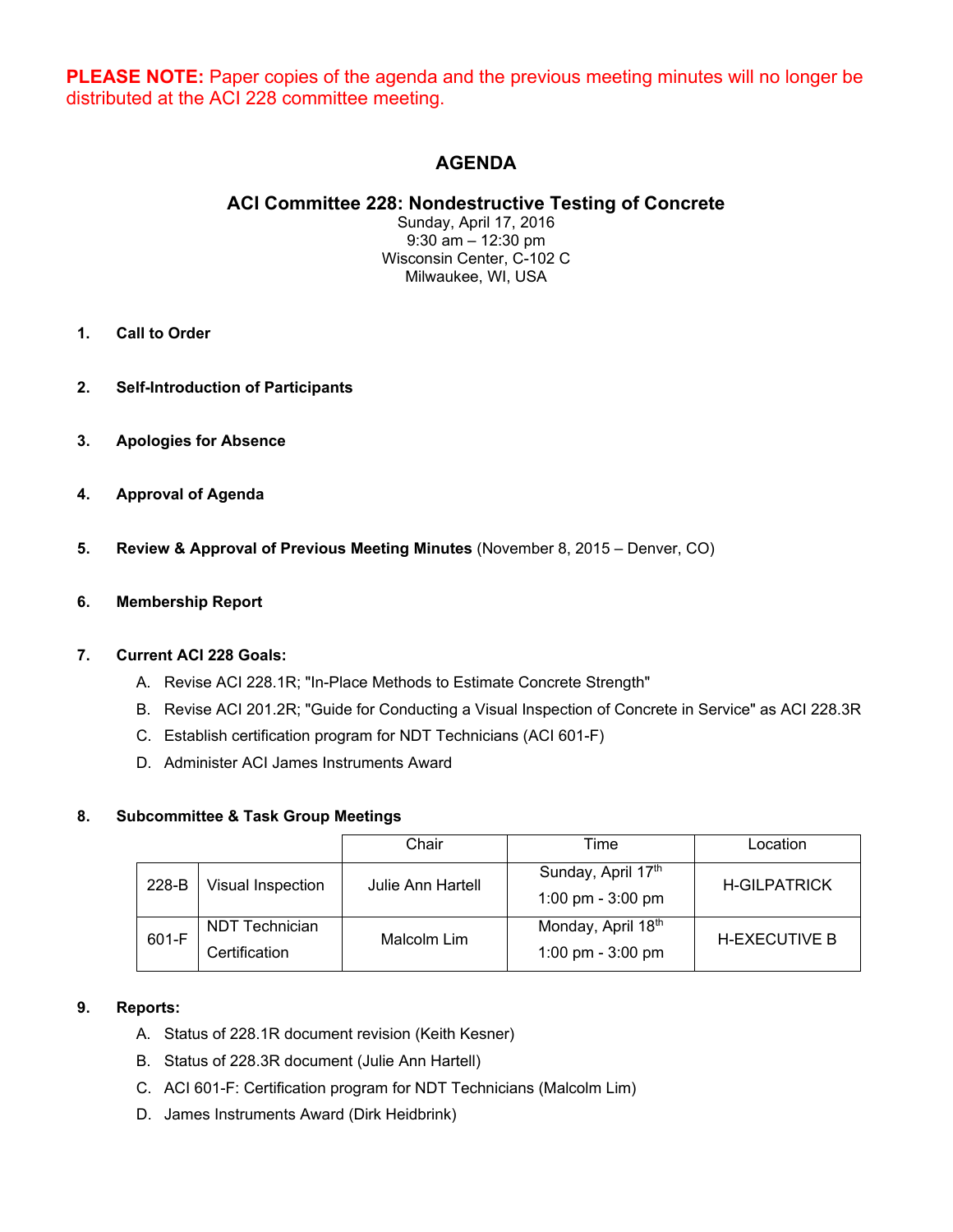**PLEASE NOTE:** Paper copies of the agenda and the previous meeting minutes will no longer be distributed at the ACI 228 committee meeting.

# AGENDA

## ACI Committee 228: Nondestructive Testing of Concrete

Sunday, April 17, 2016
9:30 am – 12:30 pm
Wisconsin Center, C-102 C
Milwaukee, WI, USA

1. **Call to Order**

2. **Self-Introduction of Participants**

3. **Apologies for Absence**

4. **Approval of Agenda**

5. **Review & Approval of Previous Meeting Minutes** (November 8, 2015 – Denver, CO)

6. **Membership Report**

7. **Current ACI 228 Goals:**
   A. Revise ACI 228.1R; "In-Place Methods to Estimate Concrete Strength"
   B. Revise ACI 201.2R; "Guide for Conducting a Visual Inspection of Concrete in Service" as ACI 228.3R
   C. Establish certification program for NDT Technicians (ACI 601-F)
   D. Administer ACI James Instruments Award

8. **Subcommittee & Task Group Meetings**

| | | Chair | Time | Location |
|---|---|---|---|---|
| 228-B | Visual Inspection | Julie Ann Hartell | Sunday, April 17th 1:00 pm - 3:00 pm | H-GILPATRICK |
| 601-F | NDT Technician Certification | Malcolm Lim | Monday, April 18th 1:00 pm - 3:00 pm | H-EXECUTIVE B |

9. **Reports:**
   A. Status of 228.1R document revision (Keith Kesner)
   B. Status of 228.3R document (Julie Ann Hartell)
   C. ACI 601-F: Certification program for NDT Technicians (Malcolm Lim)
   D. James Instruments Award (Dirk Heidbrink)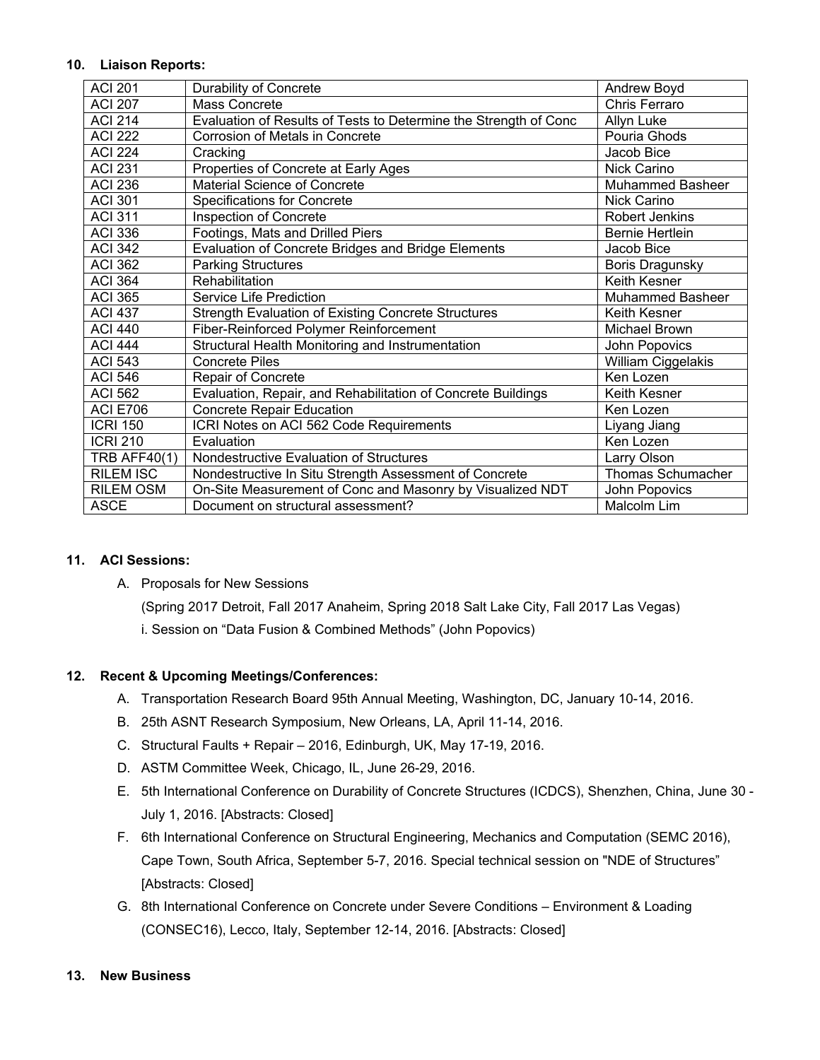**10. Liaison Reports:**

| | | |
|---|---|---|
| ACI 201 | Durability of Concrete | Andrew Boyd |
| ACI 207 | Mass Concrete | Chris Ferraro |
| ACI 214 | Evaluation of Results of Tests to Determine the Strength of Conc | Allyn Luke |
| ACI 222 | Corrosion of Metals in Concrete | Pouria Ghods |
| ACI 224 | Cracking | Jacob Bice |
| ACI 231 | Properties of Concrete at Early Ages | Nick Carino |
| ACI 236 | Material Science of Concrete | Muhammed Basheer |
| ACI 301 | Specifications for Concrete | Nick Carino |
| ACI 311 | Inspection of Concrete | Robert Jenkins |
| ACI 336 | Footings, Mats and Drilled Piers | Bernie Hertlein |
| ACI 342 | Evaluation of Concrete Bridges and Bridge Elements | Jacob Bice |
| ACI 362 | Parking Structures | Boris Dragunsky |
| ACI 364 | Rehabilitation | Keith Kesner |
| ACI 365 | Service Life Prediction | Muhammed Basheer |
| ACI 437 | Strength Evaluation of Existing Concrete Structures | Keith Kesner |
| ACI 440 | Fiber-Reinforced Polymer Reinforcement | Michael Brown |
| ACI 444 | Structural Health Monitoring and Instrumentation | John Popovics |
| ACI 543 | Concrete Piles | William Ciggelakis |
| ACI 546 | Repair of Concrete | Ken Lozen |
| ACI 562 | Evaluation, Repair, and Rehabilitation of Concrete Buildings | Keith Kesner |
| ACI E706 | Concrete Repair Education | Ken Lozen |
| ICRI 150 | ICRI Notes on ACI 562 Code Requirements | Liyang Jiang |
| ICRI 210 | Evaluation | Ken Lozen |
| TRB AFF40(1) | Nondestructive Evaluation of Structures | Larry Olson |
| RILEM ISC | Nondestructive In Situ Strength Assessment of Concrete | Thomas Schumacher |
| RILEM OSM | On-Site Measurement of Conc and Masonry by Visualized NDT | John Popovics |
| ASCE | Document on structural assessment? | Malcolm Lim |

**11. ACI Sessions:**

A. Proposals for New Sessions

(Spring 2017 Detroit, Fall 2017 Anaheim, Spring 2018 Salt Lake City, Fall 2017 Las Vegas)

i. Session on "Data Fusion & Combined Methods" (John Popovics)

**12. Recent & Upcoming Meetings/Conferences:**

A. Transportation Research Board 95th Annual Meeting, Washington, DC, January 10-14, 2016.

B. 25th ASNT Research Symposium, New Orleans, LA, April 11-14, 2016.

C. Structural Faults + Repair – 2016, Edinburgh, UK, May 17-19, 2016.

D. ASTM Committee Week, Chicago, IL, June 26-29, 2016.

E. 5th International Conference on Durability of Concrete Structures (ICDCS), Shenzhen, China, June 30 - July 1, 2016. [Abstracts: Closed]

F. 6th International Conference on Structural Engineering, Mechanics and Computation (SEMC 2016), Cape Town, South Africa, September 5-7, 2016. Special technical session on "NDE of Structures" [Abstracts: Closed]

G. 8th International Conference on Concrete under Severe Conditions – Environment & Loading (CONSEC16), Lecco, Italy, September 12-14, 2016. [Abstracts: Closed]

**13. New Business**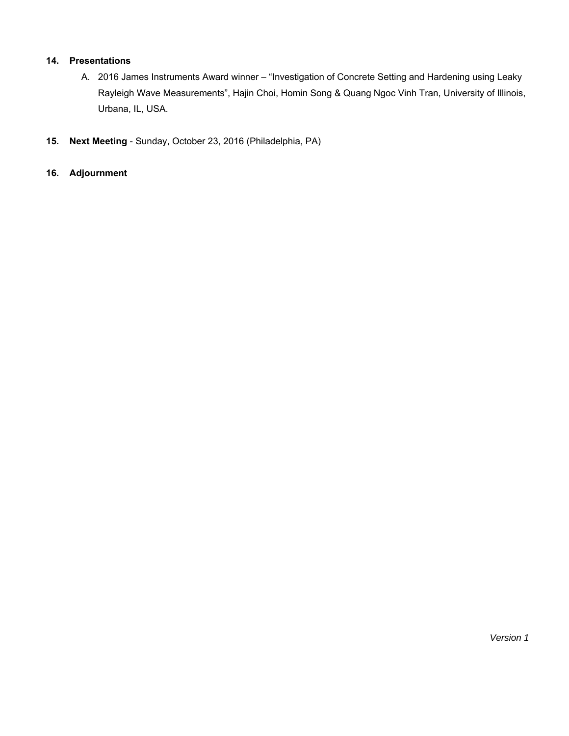**14. Presentations**

A. 2016 James Instruments Award winner – “Investigation of Concrete Setting and Hardening using Leaky Rayleigh Wave Measurements”, Hajin Choi, Homin Song & Quang Ngoc Vinh Tran, University of Illinois, Urbana, IL, USA.

**15. Next Meeting** - Sunday, October 23, 2016 (Philadelphia, PA)

**16. Adjournment**

*Version 1*